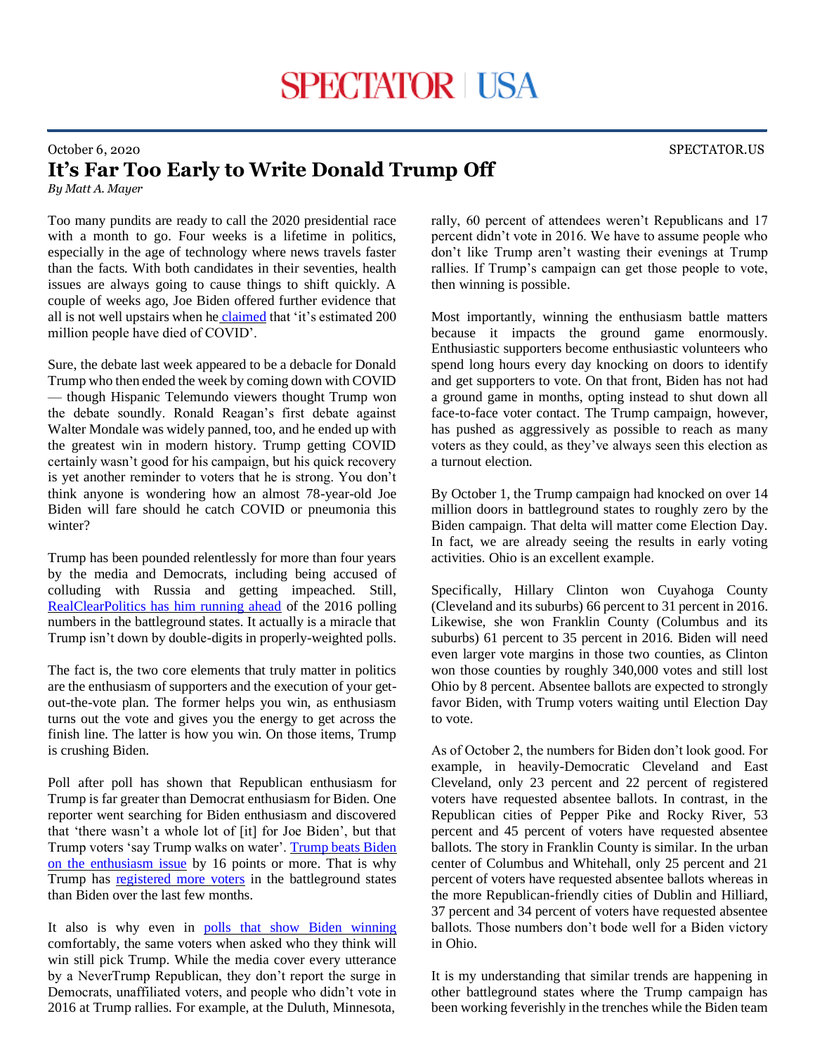# SPECTATOR | USA

October 6, 2020 SPECTATOR.US

## It's Far Too Early to Write Donald Trump Off

*By Matt A. Mayer*

Too many pundits are ready to call the 2020 presidential race with a month to go. Four weeks is a lifetime in politics, especially in the age of technology where news travels faster than the facts. With both candidates in their seventies, health issues are always going to cause things to shift quickly. A couple of weeks ago, Joe Biden offered further evidence that all is not well upstairs when he claimed that 'it's estimated 200 million people have died of COVID'.

Sure, the debate last week appeared to be a debacle for Donald Trump who then ended the week by coming down with COVID — though Hispanic Telemundo viewers thought Trump won the debate soundly. Ronald Reagan's first debate against Walter Mondale was widely panned, too, and he ended up with the greatest win in modern history. Trump getting COVID certainly wasn't good for his campaign, but his quick recovery is yet another reminder to voters that he is strong. You don't think anyone is wondering how an almost 78-year-old Joe Biden will fare should he catch COVID or pneumonia this winter?

Trump has been pounded relentlessly for more than four years by the media and Democrats, including being accused of colluding with Russia and getting impeached. Still, RealClearPolitics has him running ahead of the 2016 polling numbers in the battleground states. It actually is a miracle that Trump isn't down by double-digits in properly-weighted polls.

The fact is, the two core elements that truly matter in politics are the enthusiasm of supporters and the execution of your get-out-the-vote plan. The former helps you win, as enthusiasm turns out the vote and gives you the energy to get across the finish line. The latter is how you win. On those items, Trump is crushing Biden.

Poll after poll has shown that Republican enthusiasm for Trump is far greater than Democrat enthusiasm for Biden. One reporter went searching for Biden enthusiasm and discovered that 'there wasn't a whole lot of [it] for Joe Biden', but that Trump voters 'say Trump walks on water'. Trump beats Biden on the enthusiasm issue by 16 points or more. That is why Trump has registered more voters in the battleground states than Biden over the last few months.

It also is why even in polls that show Biden winning comfortably, the same voters when asked who they think will win still pick Trump. While the media cover every utterance by a NeverTrump Republican, they don't report the surge in Democrats, unaffiliated voters, and people who didn't vote in 2016 at Trump rallies. For example, at the Duluth, Minnesota, rally, 60 percent of attendees weren't Republicans and 17 percent didn't vote in 2016. We have to assume people who don't like Trump aren't wasting their evenings at Trump rallies. If Trump's campaign can get those people to vote, then winning is possible.

Most importantly, winning the enthusiasm battle matters because it impacts the ground game enormously. Enthusiastic supporters become enthusiastic volunteers who spend long hours every day knocking on doors to identify and get supporters to vote. On that front, Biden has not had a ground game in months, opting instead to shut down all face-to-face voter contact. The Trump campaign, however, has pushed as aggressively as possible to reach as many voters as they could, as they've always seen this election as a turnout election.

By October 1, the Trump campaign had knocked on over 14 million doors in battleground states to roughly zero by the Biden campaign. That delta will matter come Election Day. In fact, we are already seeing the results in early voting activities. Ohio is an excellent example.

Specifically, Hillary Clinton won Cuyahoga County (Cleveland and its suburbs) 66 percent to 31 percent in 2016. Likewise, she won Franklin County (Columbus and its suburbs) 61 percent to 35 percent in 2016. Biden will need even larger vote margins in those two counties, as Clinton won those counties by roughly 340,000 votes and still lost Ohio by 8 percent. Absentee ballots are expected to strongly favor Biden, with Trump voters waiting until Election Day to vote.

As of October 2, the numbers for Biden don't look good. For example, in heavily-Democratic Cleveland and East Cleveland, only 23 percent and 22 percent of registered voters have requested absentee ballots. In contrast, in the Republican cities of Pepper Pike and Rocky River, 53 percent and 45 percent of voters have requested absentee ballots. The story in Franklin County is similar. In the urban center of Columbus and Whitehall, only 25 percent and 21 percent of voters have requested absentee ballots whereas in the more Republican-friendly cities of Dublin and Hilliard, 37 percent and 34 percent of voters have requested absentee ballots. Those numbers don't bode well for a Biden victory in Ohio.

It is my understanding that similar trends are happening in other battleground states where the Trump campaign has been working feverishly in the trenches while the Biden team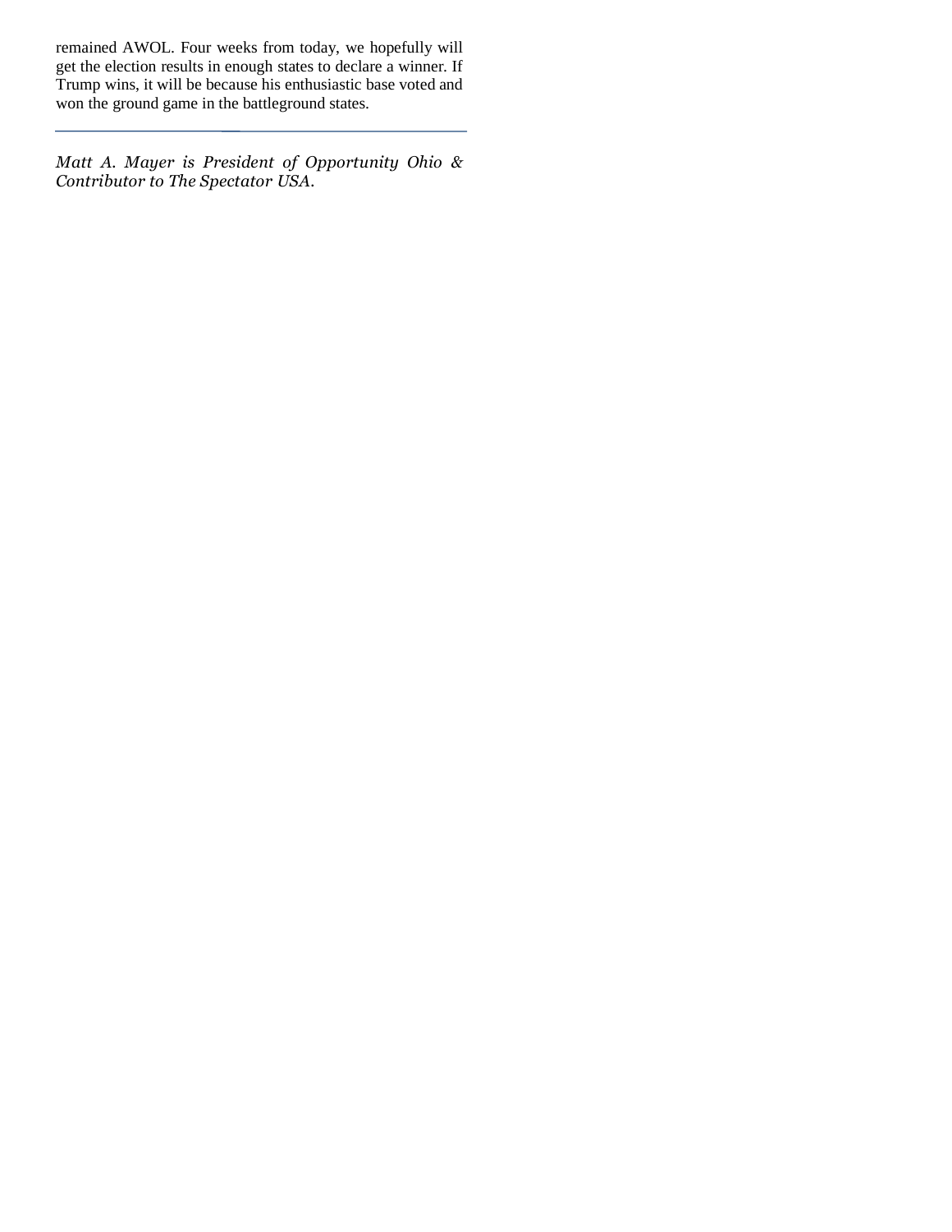remained AWOL. Four weeks from today, we hopefully will get the election results in enough states to declare a winner. If Trump wins, it will be because his enthusiastic base voted and won the ground game in the battleground states.

---

*Matt A. Mayer is President of Opportunity Ohio & Contributor to The Spectator USA.*